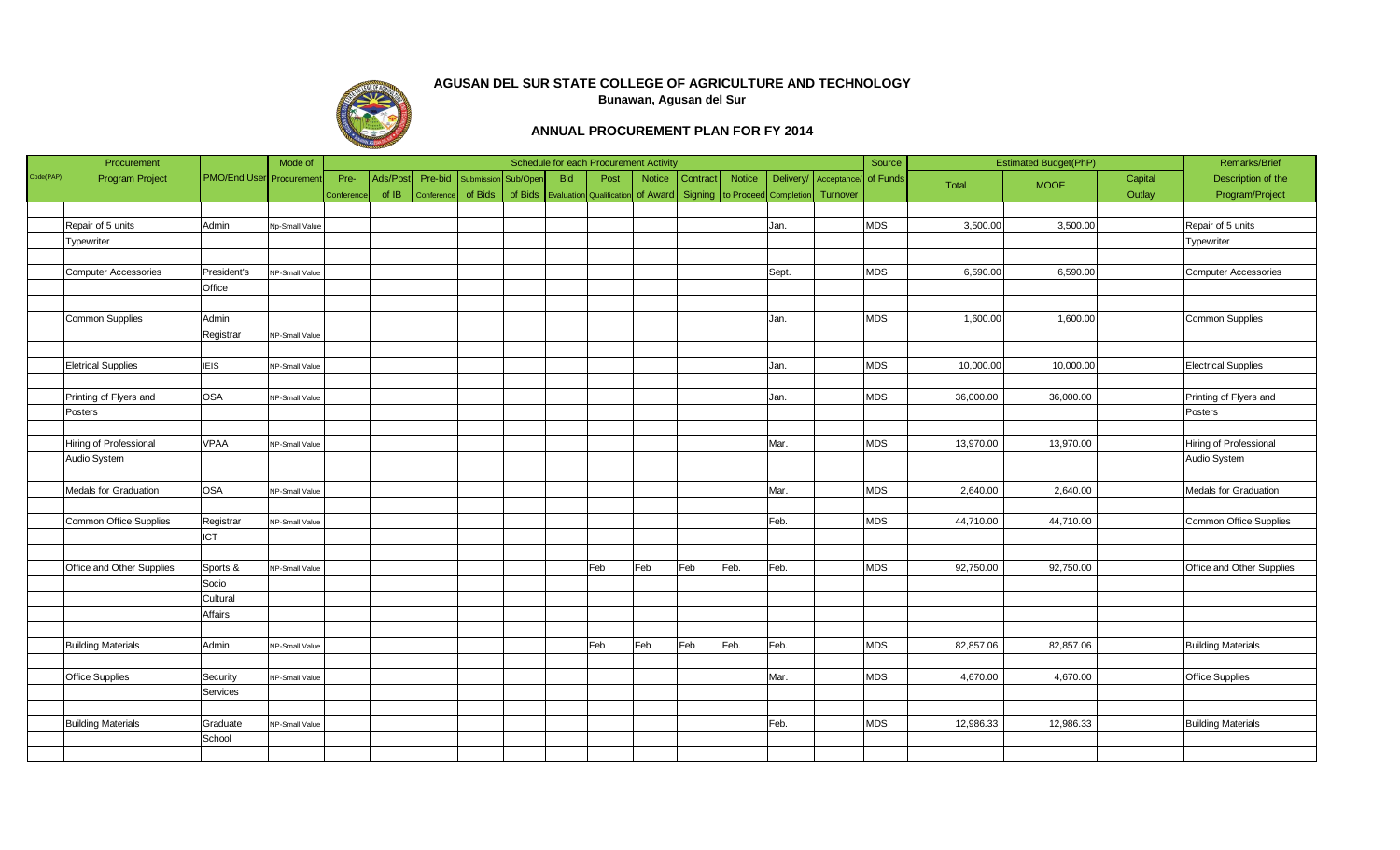# AGUSAN DEL SUR STATE COLLEGE OF AGRICULTURE AND TECHNOLOGY

**Bunawan, Agusan del Sur**

## ANNUAL PROCUREMENT PLAN FOR FY 2014

| Code(PAP) | Procurement Program Project | PMO/End User | Mode of Procurement | Schedule for each Procurement Activity | | | | | | | | | | | | | Source of Funds | Estimated Budget(PhP) | | | Remarks/Brief Description of the Program/Project |
|---|---|---|---|---|---|---|---|---|---|---|---|---|---|---|---|---|---|---|---|---|---|
| | | | | Pre-Conference | Ads/Post of IB | Pre-bid Conference | Submission of Bids | Sub/Open of Bids | Bid Evaluation | Post Qualification | Notice of Award | Contract Signing | Notice to Proceed | Delivery/ Completion | Acceptance/ Turnover | | | Total | MOOE | Capital Outlay | |
| | Repair of 5 units | Admin | Np-Small Value | | | | | | | | | | | Jan. | | | MDS | 3,500.00 | 3,500.00 | | Repair of 5 units |
| | Typewriter | | | | | | | | | | | | | | | | | | | | Typewriter |
| | Computer Accessories | President's | NP-Small Value | | | | | | | | | | | Sept. | | | MDS | 6,590.00 | 6,590.00 | | Computer Accessories |
| | | Office | | | | | | | | | | | | | | | | | | | |
| | Common Supplies | Admin | | | | | | | | | | | | Jan. | | | MDS | 1,600.00 | 1,600.00 | | Common Supplies |
| | | Registrar | NP-Small Value | | | | | | | | | | | | | | | | | | |
| | Eletrical Supplies | IEIS | NP-Small Value | | | | | | | | | | | Jan. | | | MDS | 10,000.00 | 10,000.00 | | Electrical Supplies |
| | Printing of Flyers and | OSA | NP-Small Value | | | | | | | | | | | Jan. | | | MDS | 36,000.00 | 36,000.00 | | Printing of Flyers and |
| | Posters | | | | | | | | | | | | | | | | | | | | Posters |
| | Hiring of Professional | VPAA | NP-Small Value | | | | | | | | | | | Mar. | | | MDS | 13,970.00 | 13,970.00 | | Hiring of Professional |
| | Audio System | | | | | | | | | | | | | | | | | | | | Audio System |
| | Medals for Graduation | OSA | NP-Small Value | | | | | | | | | | | Mar. | | | MDS | 2,640.00 | 2,640.00 | | Medals for Graduation |
| | Common Office Supplies | Registrar | NP-Small Value | | | | | | | | | | | Feb. | | | MDS | 44,710.00 | 44,710.00 | | Common Office Supplies |
| | | ICT | | | | | | | | | | | | | | | | | | | |
| | Office and Other Supplies | Sports & | NP-Small Value | | | | | | | Feb | Feb | Feb | Feb. | Feb. | | | MDS | 92,750.00 | 92,750.00 | | Office and Other Supplies |
| | | Socio | | | | | | | | | | | | | | | | | | | |
| | | Cultural | | | | | | | | | | | | | | | | | | | |
| | | Affairs | | | | | | | | | | | | | | | | | | | |
| | Building Materials | Admin | NP-Small Value | | | | | | | Feb | Feb | Feb | Feb. | Feb. | | | MDS | 82,857.06 | 82,857.06 | | Building Materials |
| | Office Supplies | Security | NP-Small Value | | | | | | | | | | | Mar. | | | MDS | 4,670.00 | 4,670.00 | | Office Supplies |
| | | Services | | | | | | | | | | | | | | | | | | | |
| | Building Materials | Graduate | NP-Small Value | | | | | | | | | | | Feb. | | | MDS | 12,986.33 | 12,986.33 | | Building Materials |
| | | School | | | | | | | | | | | | | | | | | | | |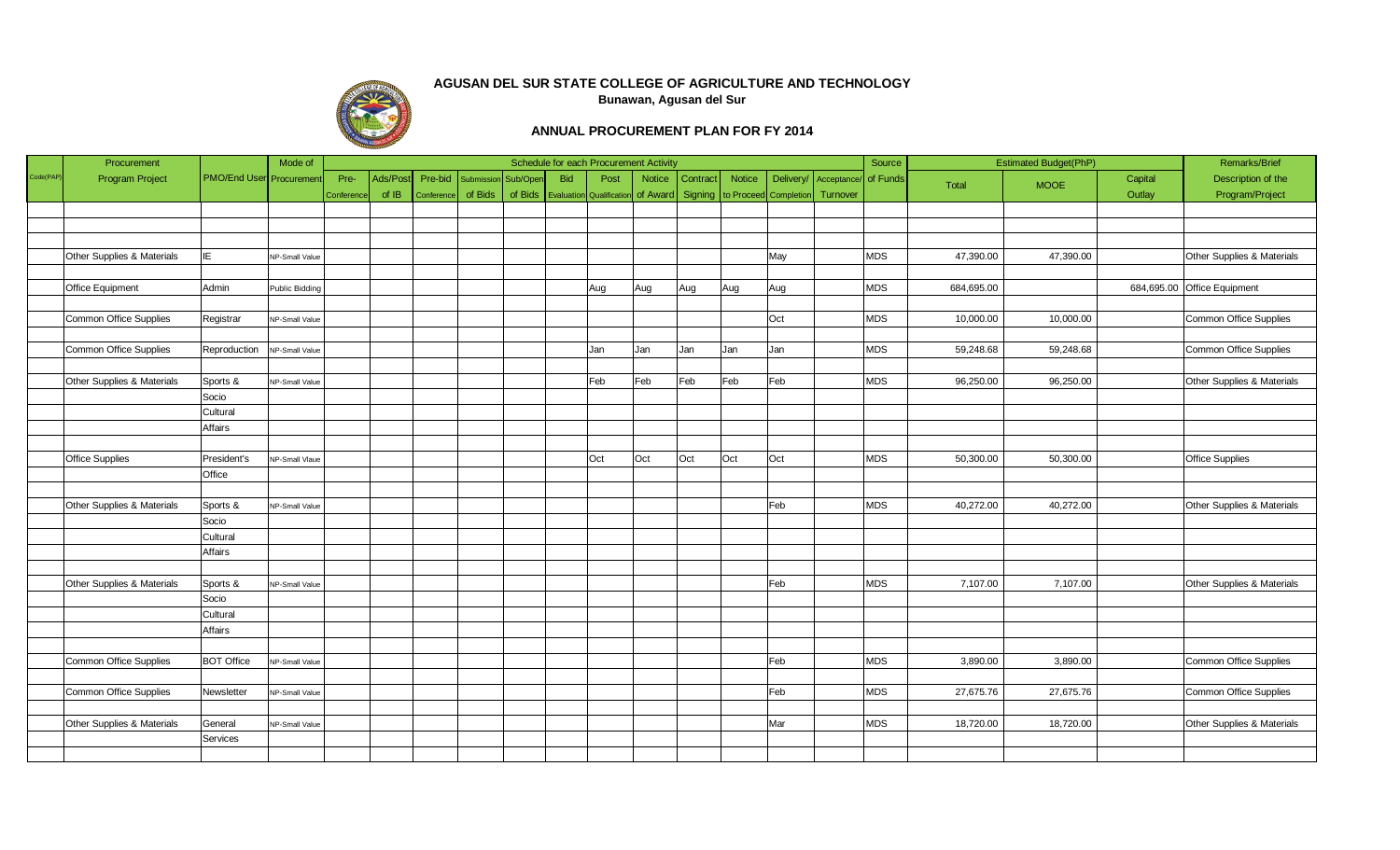# AGUSAN DEL SUR STATE COLLEGE OF AGRICULTURE AND TECHNOLOGY

Bunawan, Agusan del Sur

## ANNUAL PROCUREMENT PLAN FOR FY 2014

| Code(PAP) | Procurement Program Project | PMO/End User | Mode of Procurement | Pre-Conference | Ads/Post of IB | Pre-bid Conference | Submission of Bids | Sub/Open of Bids | Bid Evaluation | Post Qualification | Notice of Award | Contract Signing | Notice to Proceed | Delivery/ Completion | Acceptance/ Turnover | Source of Funds | Total | MOOE | Capital Outlay | Remarks/Brief Description of the Program/Project |
|---|---|---|---|---|---|---|---|---|---|---|---|---|---|---|---|---|---|---|---|---|
| | | | | | | | | | | | | | | | | | | | | |
| | | | | | | | | | | | | | | | | | | | | |
| | | | | | | | | | | | | | | | | | | | | |
| | Other Supplies & Materials | IE | NP-Small Value | | | | | | | | | | | May | | MDS | 47,390.00 | 47,390.00 | | Other Supplies & Materials |
| | | | | | | | | | | | | | | | | | | | | |
| | Office Equipment | Admin | Public Bidding | | | | | | | Aug | Aug | Aug | Aug | Aug | | MDS | 684,695.00 | | 684,695.00 | Office Equipment |
| | | | | | | | | | | | | | | | | | | | | |
| | Common Office Supplies | Registrar | NP-Small Value | | | | | | | | | | | Oct | | MDS | 10,000.00 | 10,000.00 | | Common Office Supplies |
| | | | | | | | | | | | | | | | | | | | | |
| | Common Office Supplies | Reproduction | NP-Small Value | | | | | | | Jan | Jan | Jan | Jan | Jan | | MDS | 59,248.68 | 59,248.68 | | Common Office Supplies |
| | | | | | | | | | | | | | | | | | | | | |
| | Other Supplies & Materials | Sports & | NP-Small Value | | | | | | | Feb | Feb | Feb | Feb | Feb | | MDS | 96,250.00 | 96,250.00 | | Other Supplies & Materials |
| | | Socio | | | | | | | | | | | | | | | | | | |
| | | Cultural | | | | | | | | | | | | | | | | | | |
| | | Affairs | | | | | | | | | | | | | | | | | | |
| | | | | | | | | | | | | | | | | | | | | |
| | Office Supplies | President's | NP-Small Vlaue | | | | | | | Oct | Oct | Oct | Oct | Oct | | MDS | 50,300.00 | 50,300.00 | | Office Supplies |
| | | Office | | | | | | | | | | | | | | | | | | |
| | | | | | | | | | | | | | | | | | | | | |
| | Other Supplies & Materials | Sports & | NP-Small Value | | | | | | | | | | | Feb | | MDS | 40,272.00 | 40,272.00 | | Other Supplies & Materials |
| | | Socio | | | | | | | | | | | | | | | | | | |
| | | Cultural | | | | | | | | | | | | | | | | | | |
| | | Affairs | | | | | | | | | | | | | | | | | | |
| | | | | | | | | | | | | | | | | | | | | |
| | Other Supplies & Materials | Sports & | NP-Small Value | | | | | | | | | | | Feb | | MDS | 7,107.00 | 7,107.00 | | Other Supplies & Materials |
| | | Socio | | | | | | | | | | | | | | | | | | |
| | | Cultural | | | | | | | | | | | | | | | | | | |
| | | Affairs | | | | | | | | | | | | | | | | | | |
| | | | | | | | | | | | | | | | | | | | | |
| | Common Office Supplies | BOT Office | NP-Small Value | | | | | | | | | | | Feb | | MDS | 3,890.00 | 3,890.00 | | Common Office Supplies |
| | | | | | | | | | | | | | | | | | | | | |
| | Common Office Supplies | Newsletter | NP-Small Value | | | | | | | | | | | Feb | | MDS | 27,675.76 | 27,675.76 | | Common Office Supplies |
| | | | | | | | | | | | | | | | | | | | | |
| | Other Supplies & Materials | General | NP-Small Value | | | | | | | | | | | Mar | | MDS | 18,720.00 | 18,720.00 | | Other Supplies & Materials |
| | | Services | | | | | | | | | | | | | | | | | | |
| | | | | | | | | | | | | | | | | | | | | |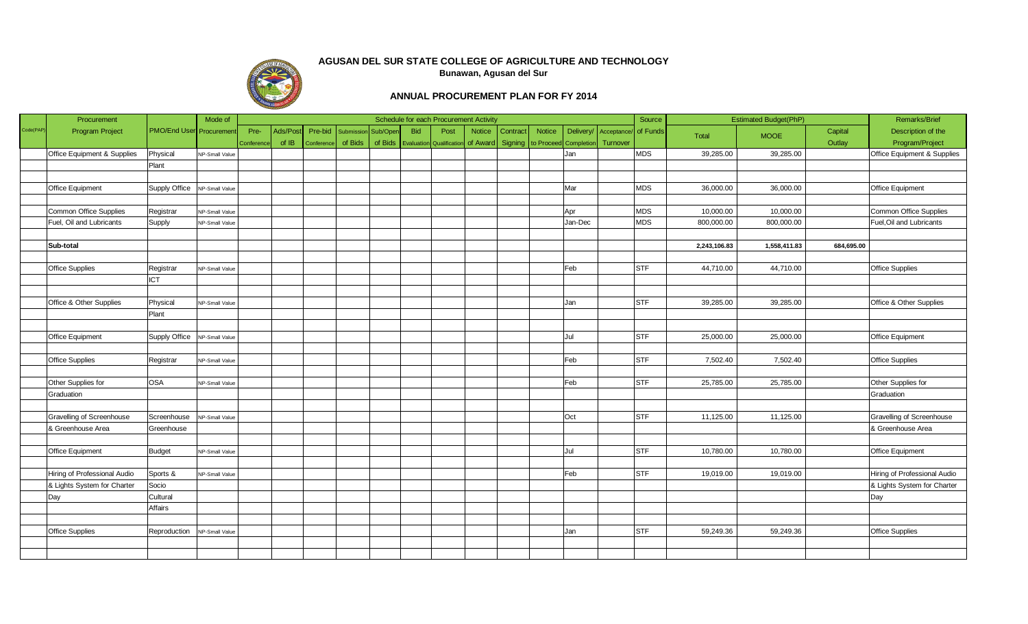# AGUSAN DEL SUR STATE COLLEGE OF AGRICULTURE AND TECHNOLOGY

**Bunawan, Agusan del Sur**

## ANNUAL PROCUREMENT PLAN FOR FY 2014

| Code(PAP) | Procurement Program Project | PMO/End User | Mode of Procurement | Pre-Conference | Ads/Post of IB | Pre-bid Conference | Submission of Bids | Sub/Open of Bids | Bid Evaluation | Post Qualification | Notice of Award | Contract Signing | Notice to Proceed | Delivery/ Completion | Acceptance/ Turnover | Source of Funds | Total | MOOE | Capital Outlay | Remarks/Brief Description of the Program/Project |
|---|---|---|---|---|---|---|---|---|---|---|---|---|---|---|---|---|---|---|---|---|
| | Office Equipment & Supplies | Physical | NP-Small Value | | | | | | | | | | | Jan | | MDS | 39,285.00 | 39,285.00 | | Office Equipment & Supplies |
| | | Plant | | | | | | | | | | | | | | | | | | |
| | | | | | | | | | | | | | | | | | | | | |
| | Office Equipment | Supply Office | NP-Small Value | | | | | | | | | | | Mar | | MDS | 36,000.00 | 36,000.00 | | Office Equipment |
| | | | | | | | | | | | | | | | | | | | | |
| | Common Office Supplies | Registrar | NP-Small Value | | | | | | | | | | | Apr | | MDS | 10,000.00 | 10,000.00 | | Common Office Supplies |
| | Fuel, Oil and Lubricants | Supply | NP-Small Value | | | | | | | | | | | Jan-Dec | | MDS | 800,000.00 | 800,000.00 | | Fuel,Oil and Lubricants |
| | | | | | | | | | | | | | | | | | | | | |
| | **Sub-total** | | | | | | | | | | | | | | | | **2,243,106.83** | **1,558,411.83** | **684,695.00** | |
| | | | | | | | | | | | | | | | | | | | | |
| | Office Supplies | Registrar | NP-Small Value | | | | | | | | | | | Feb | | STF | 44,710.00 | 44,710.00 | | Office Supplies |
| | | ICT | | | | | | | | | | | | | | | | | | |
| | | | | | | | | | | | | | | | | | | | | |
| | Office & Other Supplies | Physical | NP-Small Value | | | | | | | | | | | Jan | | STF | 39,285.00 | 39,285.00 | | Office & Other Supplies |
| | | Plant | | | | | | | | | | | | | | | | | | |
| | | | | | | | | | | | | | | | | | | | | |
| | Office Equipment | Supply Office | NP-Small Value | | | | | | | | | | | Jul | | STF | 25,000.00 | 25,000.00 | | Office Equipment |
| | | | | | | | | | | | | | | | | | | | | |
| | Office Supplies | Registrar | NP-Small Value | | | | | | | | | | | Feb | | STF | 7,502.40 | 7,502.40 | | Office Supplies |
| | | | | | | | | | | | | | | | | | | | | |
| | Other Supplies for | OSA | NP-Small Value | | | | | | | | | | | Feb | | STF | 25,785.00 | 25,785.00 | | Other Supplies for |
| | Graduation | | | | | | | | | | | | | | | | | | | Graduation |
| | | | | | | | | | | | | | | | | | | | | |
| | Gravelling of Screenhouse | Screenhouse | NP-Small Value | | | | | | | | | | | Oct | | STF | 11,125.00 | 11,125.00 | | Gravelling of Screenhouse |
| | & Greenhouse Area | Greenhouse | | | | | | | | | | | | | | | | | | & Greenhouse Area |
| | | | | | | | | | | | | | | | | | | | | |
| | Office Equipment | Budget | NP-Small Value | | | | | | | | | | | Jul | | STF | 10,780.00 | 10,780.00 | | Office Equipment |
| | | | | | | | | | | | | | | | | | | | | |
| | Hiring of Professional Audio | Sports & | NP-Small Value | | | | | | | | | | | Feb | | STF | 19,019.00 | 19,019.00 | | Hiring of Professional Audio |
| | & Lights System for Charter | Socio | | | | | | | | | | | | | | | | | | & Lights System for Charter |
| | Day | Cultural | | | | | | | | | | | | | | | | | | Day |
| | | Affairs | | | | | | | | | | | | | | | | | | |
| | | | | | | | | | | | | | | | | | | | | |
| | Office Supplies | Reproduction | NP-Small Value | | | | | | | | | | | Jan | | STF | 59,249.36 | 59,249.36 | | Office Supplies |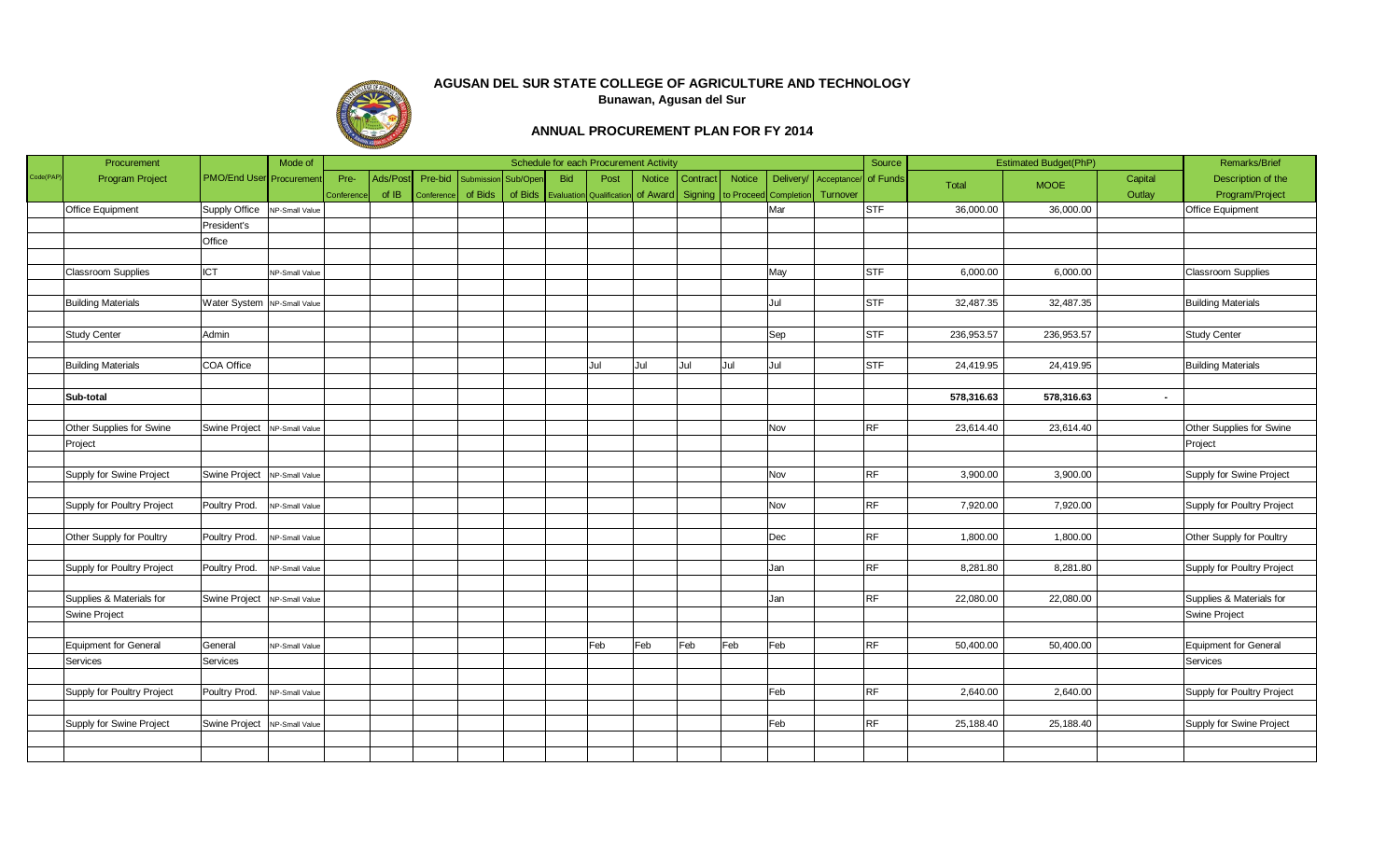# AGUSAN DEL SUR STATE COLLEGE OF AGRICULTURE AND TECHNOLOGY

**Bunawan, Agusan del Sur**

## ANNUAL PROCUREMENT PLAN FOR FY 2014

| Code(PAP) | Procurement Program Project | PMO/End User | Mode of Procurement | Schedule for each Procurement Activity | | | | | | | | | | | | | Source of Funds | Estimated Budget(PhP) | | | Remarks/Brief Description of the Program/Project |
|---|---|---|---|---|---|---|---|---|---|---|---|---|---|---|---|---|---|---|---|---|---|
| | | | | Pre-Conference | Ads/Post of IB | Pre-bid Conference | Submission of Bids | Sub/Open of Bids | Bid Evaluation | Post Qualification | Notice of Award | Contract Signing | Notice to Proceed | Delivery/ Completion | Acceptance/ Turnover | | | Total | MOOE | Capital Outlay | |
| | Office Equipment | Supply Office | NP-Small Value | | | | | | | | | | | Mar | | | STF | 36,000.00 | 36,000.00 | | Office Equipment |
| | | President's | | | | | | | | | | | | | | | | | | | |
| | | Office | | | | | | | | | | | | | | | | | | | |
| | Classroom Supplies | ICT | NP-Small Value | | | | | | | | | | | May | | | STF | 6,000.00 | 6,000.00 | | Classroom Supplies |
| | Building Materials | Water System | NP-Small Value | | | | | | | | | | | Jul | | | STF | 32,487.35 | 32,487.35 | | Building Materials |
| | Study Center | Admin | | | | | | | | | | | | Sep | | | STF | 236,953.57 | 236,953.57 | | Study Center |
| | Building Materials | COA Office | | | | | | | | Jul | Jul | Jul | Jul | Jul | | | STF | 24,419.95 | 24,419.95 | | Building Materials |
| | **Sub-total** | | | | | | | | | | | | | | | | | **578,316.63** | **578,316.63** | - | |
| | Other Supplies for Swine Project | Swine Project | NP-Small Value | | | | | | | | | | | Nov | | | RF | 23,614.40 | 23,614.40 | | Other Supplies for Swine Project |
| | Supply for Swine Project | Swine Project | NP-Small Value | | | | | | | | | | | Nov | | | RF | 3,900.00 | 3,900.00 | | Supply for Swine Project |
| | Supply for Poultry Project | Poultry Prod. | NP-Small Value | | | | | | | | | | | Nov | | | RF | 7,920.00 | 7,920.00 | | Supply for Poultry Project |
| | Other Supply for Poultry | Poultry Prod. | NP-Small Value | | | | | | | | | | | Dec | | | RF | 1,800.00 | 1,800.00 | | Other Supply for Poultry |
| | Supply for Poultry Project | Poultry Prod. | NP-Small Value | | | | | | | | | | | Jan | | | RF | 8,281.80 | 8,281.80 | | Supply for Poultry Project |
| | Supplies & Materials for Swine Project | Swine Project | NP-Small Value | | | | | | | | | | | Jan | | | RF | 22,080.00 | 22,080.00 | | Supplies & Materials for Swine Project |
| | Equipment for General Services | General Services | NP-Small Value | | | | | | | Feb | Feb | Feb | Feb | Feb | | | RF | 50,400.00 | 50,400.00 | | Equipment for General Services |
| | Supply for Poultry Project | Poultry Prod. | NP-Small Value | | | | | | | | | | | Feb | | | RF | 2,640.00 | 2,640.00 | | Supply for Poultry Project |
| | Supply for Swine Project | Swine Project | NP-Small Value | | | | | | | | | | | Feb | | | RF | 25,188.40 | 25,188.40 | | Supply for Swine Project |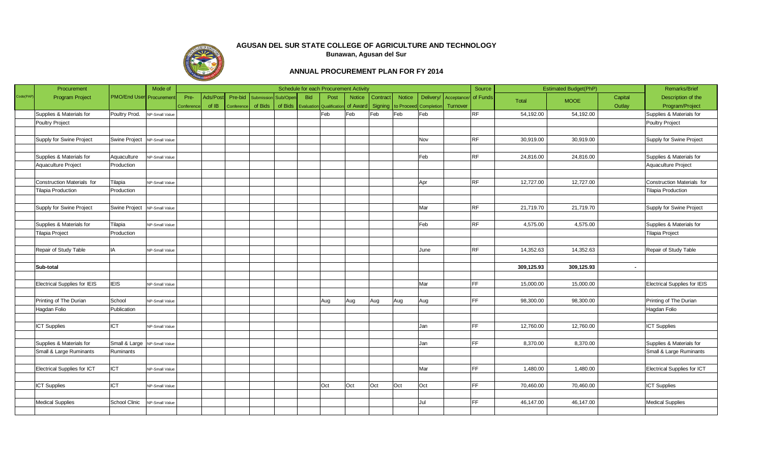# AGUSAN DEL SUR STATE COLLEGE OF AGRICULTURE AND TECHNOLOGY

**Bunawan, Agusan del Sur**

## ANNUAL PROCUREMENT PLAN FOR FY 2014

| Code(PAP) | Procurement Program Project | PMO/End User | Mode of Procurement | Pre-Conference | Ads/Post of IB | Pre-bid Conference | Submission of Bids | Sub/Open of Bids | Bid Evaluation | Post Qualification | Notice of Award | Contract Signing | Notice to Proceed | Delivery/ Completion | Acceptance/ Turnover | Source of Funds | Total | MOOE | Capital Outlay | Remarks/Brief Description of the Program/Project |
|---|---|---|---|---|---|---|---|---|---|---|---|---|---|---|---|---|---|---|---|---|
| | Supplies & Materials for Poultry Project | Poultry Prod. | NP-Small Value | | | | | | | Feb | Feb | Feb | Feb | Feb | | RF | 54,192.00 | 54,192.00 | | Supplies & Materials for Poultry Project |
| | Supply for Swine Project | Swine Project | NP-Small Value | | | | | | | | | | | Nov | | RF | 30,919.00 | 30,919.00 | | Supply for Swine Project |
| | Supplies & Materials for Aquaculture Project | Aquaculture Production | NP-Small Value | | | | | | | | | | | Feb | | RF | 24,816.00 | 24,816.00 | | Supplies & Materials for Aquaculture Project |
| | Construction Materials for Tilapia Production | Tilapia Production | NP-Small Value | | | | | | | | | | | Apr | | RF | 12,727.00 | 12,727.00 | | Construction Materials for Tilapia Production |
| | Supply for Swine Project | Swine Project | NP-Small Value | | | | | | | | | | | Mar | | RF | 21,719.70 | 21,719.70 | | Supply for Swine Project |
| | Supplies & Materials for Tilapia Project | Tilapia Production | NP-Small Value | | | | | | | | | | | Feb | | RF | 4,575.00 | 4,575.00 | | Supplies & Materials for Tilapia Project |
| | Repair of Study Table | IA | NP-Small Value | | | | | | | | | | | June | | RF | 14,352.63 | 14,352.63 | | Repair of Study Table |
| | **Sub-total** | | | | | | | | | | | | | | | | **309,125.93** | **309,125.93** | **-** | |
| | Electrical Supplies for IEIS | IEIS | NP-Small Value | | | | | | | | | | | Mar | | FF | 15,000.00 | 15,000.00 | | Electrical Supplies for IEIS |
| | Printing of The Durian Hagdan Folio | School Publication | NP-Small Value | | | | | | | Aug | Aug | Aug | Aug | Aug | | FF | 98,300.00 | 98,300.00 | | Printing of The Durian Hagdan Folio |
| | ICT Supplies | ICT | NP-Small Value | | | | | | | | | | | Jan | | FF | 12,760.00 | 12,760.00 | | ICT Supplies |
| | Supplies & Materials for Small & Large Ruminants | Small & Large Ruminants | NP-Small Value | | | | | | | | | | | Jan | | FF | 8,370.00 | 8,370.00 | | Supplies & Materials for Small & Large Ruminants |
| | Electrical Supplies for ICT | ICT | NP-Small Value | | | | | | | | | | | Mar | | FF | 1,480.00 | 1,480.00 | | Electrical Supplies for ICT |
| | ICT Supplies | ICT | NP-Small Value | | | | | | | Oct | Oct | Oct | Oct | Oct | | FF | 70,460.00 | 70,460.00 | | ICT Supplies |
| | Medical Supplies | School Clinic | NP-Small Value | | | | | | | | | | | Jul | | FF | 46,147.00 | 46,147.00 | | Medical Supplies |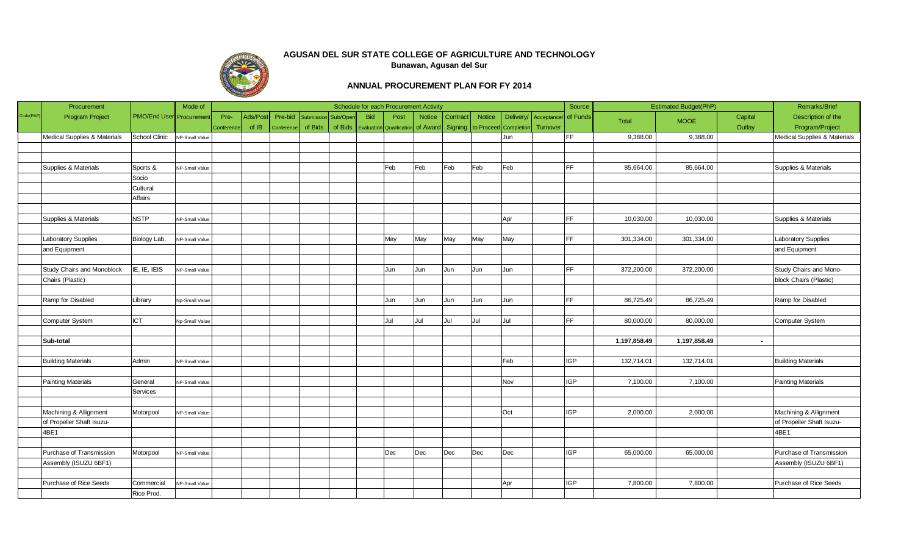# AGUSAN DEL SUR STATE COLLEGE OF AGRICULTURE AND TECHNOLOGY

**Bunawan, Agusan del Sur**

## ANNUAL PROCUREMENT PLAN FOR FY 2014

| Code(PAP) | Procurement Program Project | PMO/End User | Mode of Procurement | Pre-Conference | Ads/Post of IB | Pre-bid Conference | Submission of Bids | Sub/Open of Bids | Bid Evaluation | Post Qualification | Notice of Award | Contract Signing | Notice to Proceed | Delivery/ Completion | Acceptance/ Turnover | Source of Funds | Total | MOOE | Capital Outlay | Remarks/Brief Description of the Program/Project |
|---|---|---|---|---|---|---|---|---|---|---|---|---|---|---|---|---|---|---|---|---|
| | Medical Supplies & Materials | School Clinic | NP-Small Value | | | | | | | | | | | Jun | | FF | 9,388.00 | 9,388.00 | | Medical Supplies & Materials |
| | Supplies & Materials | Sports & Socio Cultural Affairs | NP-Small Value | | | | | | | Feb | Feb | Feb | Feb | Feb | | FF | 85,664.00 | 85,664.00 | | Supplies & Materials |
| | Supplies & Materials | NSTP | NP-Small Value | | | | | | | | | | | Apr | | FF | 10,030.00 | 10,030.00 | | Supplies & Materials |
| | Laboratory Supplies and Equipment | Biology Lab, | NP-Small Value | | | | | | | May | May | May | May | May | | FF | 301,334.00 | 301,334.00 | | Laboratory Supplies and Equipment |
| | Study Chairs and Monoblock Chairs (Plastic) | IE, IE, IEIS | NP-Small Value | | | | | | | Jun | Jun | Jun | Jun | Jun | | FF | 372,200.00 | 372,200.00 | | Study Chairs and Mono-block Chairs (Plastic) |
| | Ramp for Disabled | Library | Np-Small Value | | | | | | | Jun | Jun | Jun | Jun | Jun | | FF | 86,725.49 | 86,725.49 | | Ramp for Disabled |
| | Computer System | ICT | Np-Small Value | | | | | | | Jul | Jul | Jul | Jul | Jul | | FF | 80,000.00 | 80,000.00 | | Computer System |
| | **Sub-total** | | | | | | | | | | | | | | | | **1,197,858.49** | **1,197,858.49** | **-** | |
| | Building Materials | Admin | NP-Small Value | | | | | | | | | | | Feb | | IGP | 132,714.01 | 132,714.01 | | Building Materials |
| | Painting Materials | General Services | NP-Small Value | | | | | | | | | | | Nov | | IGP | 7,100.00 | 7,100.00 | | Painting Materials |
| | Machining & Allignment of Propeller Shaft Isuzu-4BE1 | Motorpool | NP-Small Value | | | | | | | | | | | Oct | | IGP | 2,000.00 | 2,000.00 | | Machining & Allignment of Propeller Shaft Isuzu-4BE1 |
| | Purchase of Transmission Assembly (ISUZU 6BF1) | Motorpool | NP-Small Value | | | | | | | Dec | Dec | Dec | Dec | Dec | | IGP | 65,000.00 | 65,000.00 | | Purchase of Transmission Assembly (ISUZU 6BF1) |
| | Purchase of Rice Seeds | Commercial Rice Prod. | NP-Small Value | | | | | | | | | | | Apr | | IGP | 7,800.00 | 7,800.00 | | Purchase of Rice Seeds |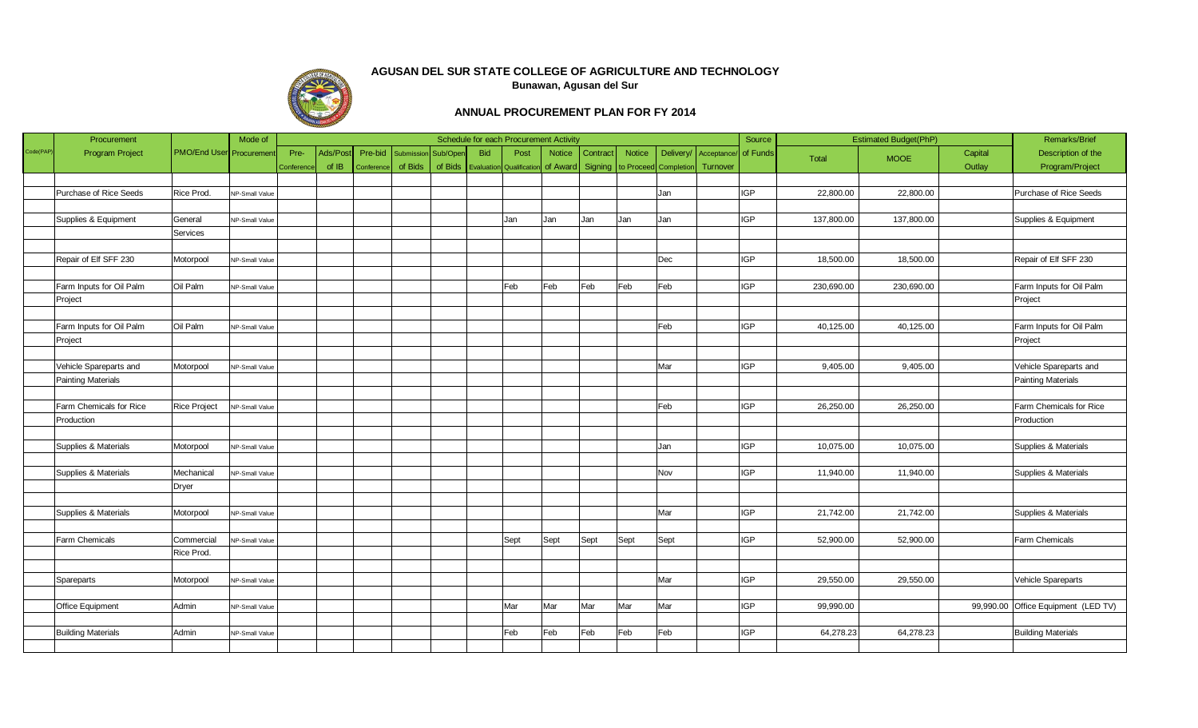# AGUSAN DEL SUR STATE COLLEGE OF AGRICULTURE AND TECHNOLOGY

**Bunawan, Agusan del Sur**

## ANNUAL PROCUREMENT PLAN FOR FY 2014

| Code(PAP) | Procurement Program Project | PMO/End User | Mode of Procurement | Pre-Conference | Ads/Post of IB | Pre-bid Conference | Submission of Bids | Sub/Open of Bids | Bid Evaluation | Post Qualification | Notice of Award | Contract Signing | Notice to Proceed | Delivery/ Completion | Acceptance/ Turnover | Source of Funds | Total | MOOE | Capital Outlay | Remarks/Brief Description of the Program/Project |
|---|---|---|---|---|---|---|---|---|---|---|---|---|---|---|---|---|---|---|---|---|
| | Purchase of Rice Seeds | Rice Prod. | NP-Small Value | | | | | | | | | | | Jan | | IGP | 22,800.00 | 22,800.00 | | Purchase of Rice Seeds |
| | Supplies & Equipment | General Services | NP-Small Value | | | | | | | Jan | Jan | Jan | Jan | Jan | | IGP | 137,800.00 | 137,800.00 | | Supplies & Equipment |
| | Repair of Elf SFF 230 | Motorpool | NP-Small Value | | | | | | | | | | | Dec | | IGP | 18,500.00 | 18,500.00 | | Repair of Elf SFF 230 |
| | Farm Inputs for Oil Palm Project | Oil Palm | NP-Small Value | | | | | | | Feb | Feb | Feb | Feb | Feb | | IGP | 230,690.00 | 230,690.00 | | Farm Inputs for Oil Palm Project |
| | Farm Inputs for Oil Palm Project | Oil Palm | NP-Small Value | | | | | | | | | | | Feb | | IGP | 40,125.00 | 40,125.00 | | Farm Inputs for Oil Palm Project |
| | Vehicle Spareparts and Painting Materials | Motorpool | NP-Small Value | | | | | | | | | | | Mar | | IGP | 9,405.00 | 9,405.00 | | Vehicle Spareparts and Painting Materials |
| | Farm Chemicals for Rice Production | Rice Project | NP-Small Value | | | | | | | | | | | Feb | | IGP | 26,250.00 | 26,250.00 | | Farm Chemicals for Rice Production |
| | Supplies & Materials | Motorpool | NP-Small Value | | | | | | | | | | | Jan | | IGP | 10,075.00 | 10,075.00 | | Supplies & Materials |
| | Supplies & Materials | Mechanical Dryer | NP-Small Value | | | | | | | | | | | Nov | | IGP | 11,940.00 | 11,940.00 | | Supplies & Materials |
| | Supplies & Materials | Motorpool | NP-Small Value | | | | | | | | | | | Mar | | IGP | 21,742.00 | 21,742.00 | | Supplies & Materials |
| | Farm Chemicals | Commercial Rice Prod. | NP-Small Value | | | | | | | Sept | Sept | Sept | Sept | Sept | | IGP | 52,900.00 | 52,900.00 | | Farm Chemicals |
| | Spareparts | Motorpool | NP-Small Value | | | | | | | | | | | Mar | | IGP | 29,550.00 | 29,550.00 | | Vehicle Spareparts |
| | Office Equipment | Admin | NP-Small Value | | | | | | | Mar | Mar | Mar | Mar | Mar | | IGP | 99,990.00 | | 99,990.00 | Office Equipment (LED TV) |
| | Building Materials | Admin | NP-Small Value | | | | | | | Feb | Feb | Feb | Feb | Feb | | IGP | 64,278.23 | 64,278.23 | | Building Materials |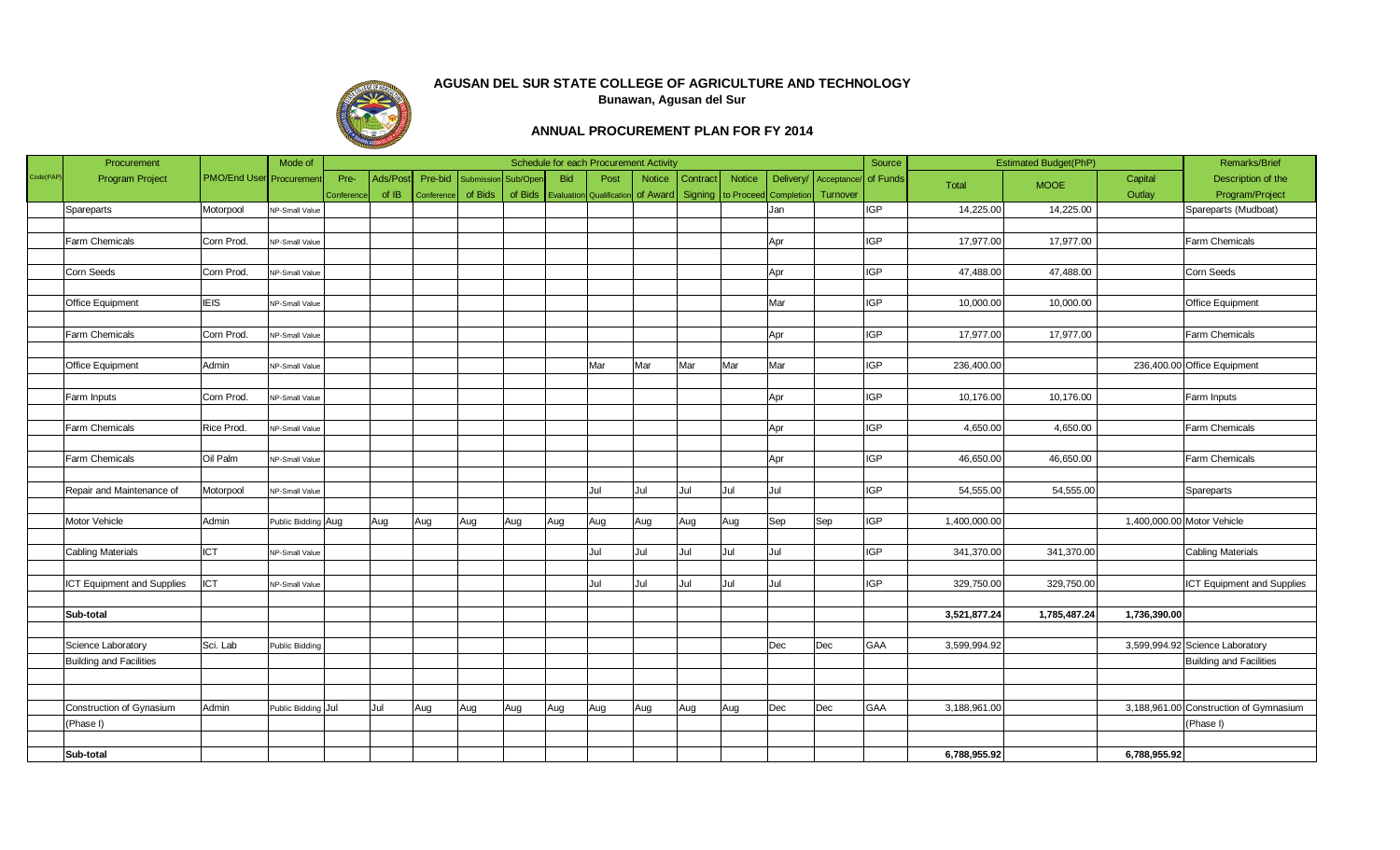# AGUSAN DEL SUR STATE COLLEGE OF AGRICULTURE AND TECHNOLOGY

**Bunawan, Agusan del Sur**

## ANNUAL PROCUREMENT PLAN FOR FY 2014

| Code(PAP) | Procurement Program Project | PMO/End User | Mode of Procurement | Schedule for each Procurement Activity | | | | | | | | | | | | Source of Funds | Estimated Budget(PhP) | | | Remarks/Brief Description of the Program/Project |
|---|---|---|---|---|---|---|---|---|---|---|---|---|---|---|---|---|---|---|---|---|
| | | | | Pre-Conference | Ads/Post of IB | Pre-bid Conference | Submission of Bids | Sub/Open of Bids | Bid Evaluation | Post Qualification | Notice of Award | Contract Signing | Notice to Proceed | Delivery/ Completion | Acceptance/ Turnover | | Total | MOOE | Capital Outlay | |
| | Spareparts | Motorpool | NP-Small Value | | | | | | | | | | | Jan | | IGP | 14,225.00 | 14,225.00 | | Spareparts (Mudboat) |
| | Farm Chemicals | Corn Prod. | NP-Small Value | | | | | | | | | | | Apr | | IGP | 17,977.00 | 17,977.00 | | Farm Chemicals |
| | Corn Seeds | Corn Prod. | NP-Small Value | | | | | | | | | | | Apr | | IGP | 47,488.00 | 47,488.00 | | Corn Seeds |
| | Office Equipment | IEIS | NP-Small Value | | | | | | | | | | | Mar | | IGP | 10,000.00 | 10,000.00 | | Office Equipment |
| | Farm Chemicals | Corn Prod. | NP-Small Value | | | | | | | | | | | Apr | | IGP | 17,977.00 | 17,977.00 | | Farm Chemicals |
| | Office Equipment | Admin | NP-Small Value | | | | | | | Mar | Mar | Mar | Mar | Mar | | IGP | 236,400.00 | | 236,400.00 | Office Equipment |
| | Farm Inputs | Corn Prod. | NP-Small Value | | | | | | | | | | | Apr | | IGP | 10,176.00 | 10,176.00 | | Farm Inputs |
| | Farm Chemicals | Rice Prod. | NP-Small Value | | | | | | | | | | | Apr | | IGP | 4,650.00 | 4,650.00 | | Farm Chemicals |
| | Farm Chemicals | Oil Palm | NP-Small Value | | | | | | | | | | | Apr | | IGP | 46,650.00 | 46,650.00 | | Farm Chemicals |
| | Repair and Maintenance of | Motorpool | NP-Small Value | | | | | | | Jul | Jul | Jul | Jul | Jul | | IGP | 54,555.00 | 54,555.00 | | Spareparts |
| | Motor Vehicle | Admin | Public Bidding | Aug | Aug | Aug | Aug | Aug | Aug | Aug | Aug | Aug | Aug | Sep | Sep | IGP | 1,400,000.00 | | 1,400,000.00 | Motor Vehicle |
| | Cabling Materials | ICT | NP-Small Value | | | | | | | Jul | Jul | Jul | Jul | Jul | | IGP | 341,370.00 | 341,370.00 | | Cabling Materials |
| | ICT Equipment and Supplies | ICT | NP-Small Value | | | | | | | Jul | Jul | Jul | Jul | Jul | | IGP | 329,750.00 | 329,750.00 | | ICT Equipment and Supplies |
| | **Sub-total** | | | | | | | | | | | | | | | | **3,521,877.24** | **1,785,487.24** | **1,736,390.00** | |
| | Science Laboratory Building and Facilities | Sci. Lab | Public Bidding | | | | | | | | | | | Dec | Dec | GAA | 3,599,994.92 | | 3,599,994.92 | Science Laboratory Building and Facilities |
| | Construction of Gynasium (Phase I) | Admin | Public Bidding | Jul | Jul | Aug | Aug | Aug | Aug | Aug | Aug | Aug | Aug | Dec | Dec | GAA | 3,188,961.00 | | 3,188,961.00 | Construction of Gymnasium (Phase I) |
| | **Sub-total** | | | | | | | | | | | | | | | | **6,788,955.92** | | **6,788,955.92** | |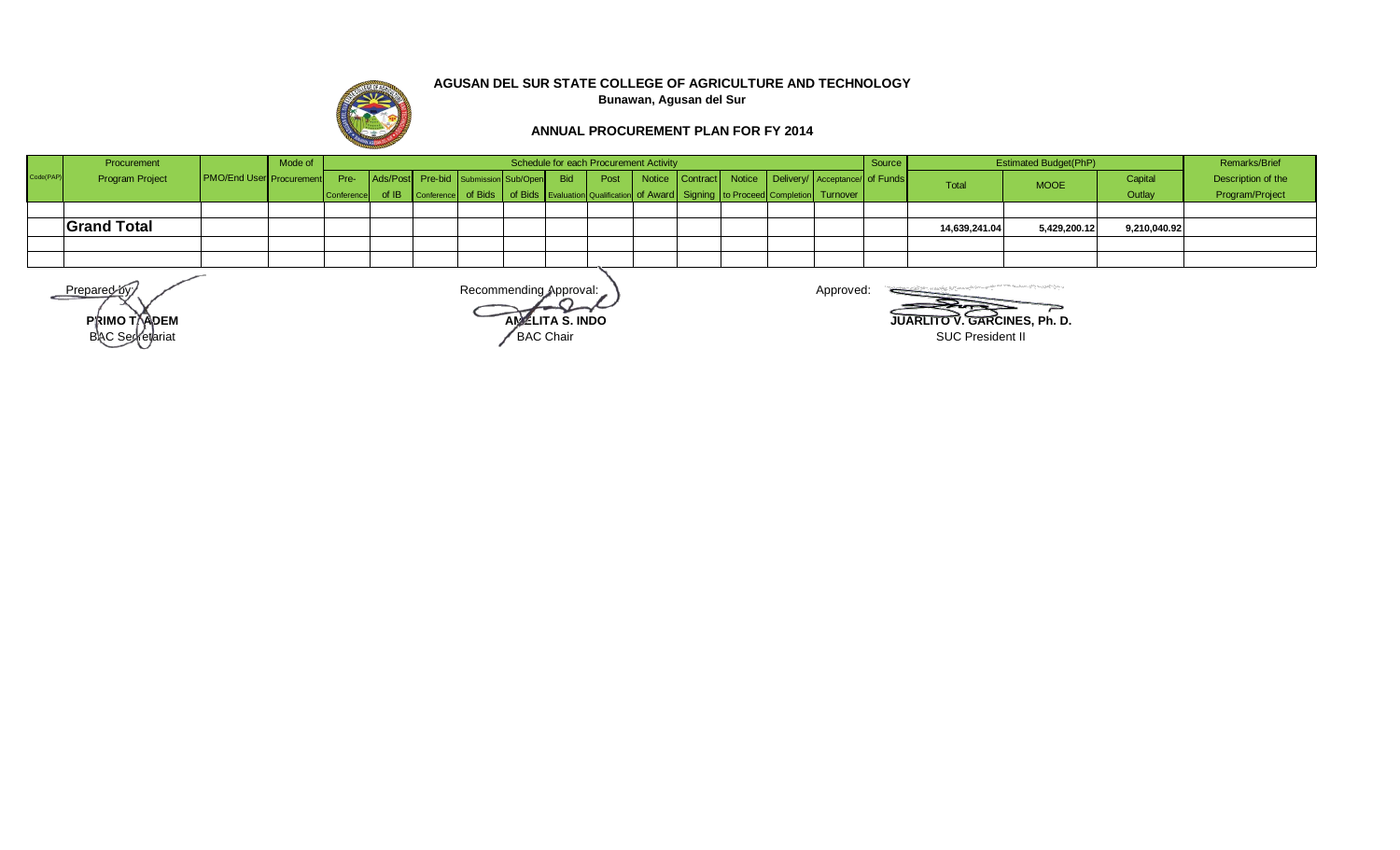**AGUSAN DEL SUR STATE COLLEGE OF AGRICULTURE AND TECHNOLOGY**
**Bunawan, Agusan del Sur**

**ANNUAL PROCUREMENT PLAN FOR FY 2014**

| Code(PAP) | Procurement Program Project | PMO/End User | Mode of Procurement | Schedule for each Procurement Activity | | | | | | | | | | | | | Source of Funds | Estimated Budget(PhP) | | | Remarks/Brief Description of the Program/Project |
|---|---|---|---|---|---|---|---|---|---|---|---|---|---|---|---|---|---|---|---|---|---|
| | | | | Pre-Conference | Ads/Post of IB | Pre-bid Conference | Submission of Bids | Sub/Open of Bids | Bid Evaluation | Post Qualification | Notice of Award | Contract Signing | Notice to Proceed | Delivery/ Completion | Acceptance/ Turnover | | | Total | MOOE | Capital Outlay | |
| | | | | | | | | | | | | | | | | | | | | | |
| | **Grand Total** | | | | | | | | | | | | | | | | | **14,639,241.04** | **5,429,200.12** | **9,210,040.92** | |
| | | | | | | | | | | | | | | | | | | | | | |
| | | | | | | | | | | | | | | | | | | | | | |

Prepared by:

**PRIMO T. ADEM**
BAC Secretariat

Recommending Approval:

**AMELITA S. INDO**
BAC Chair

Approved:

**JUARLITO V. GARCINES, Ph. D.**
SUC President II